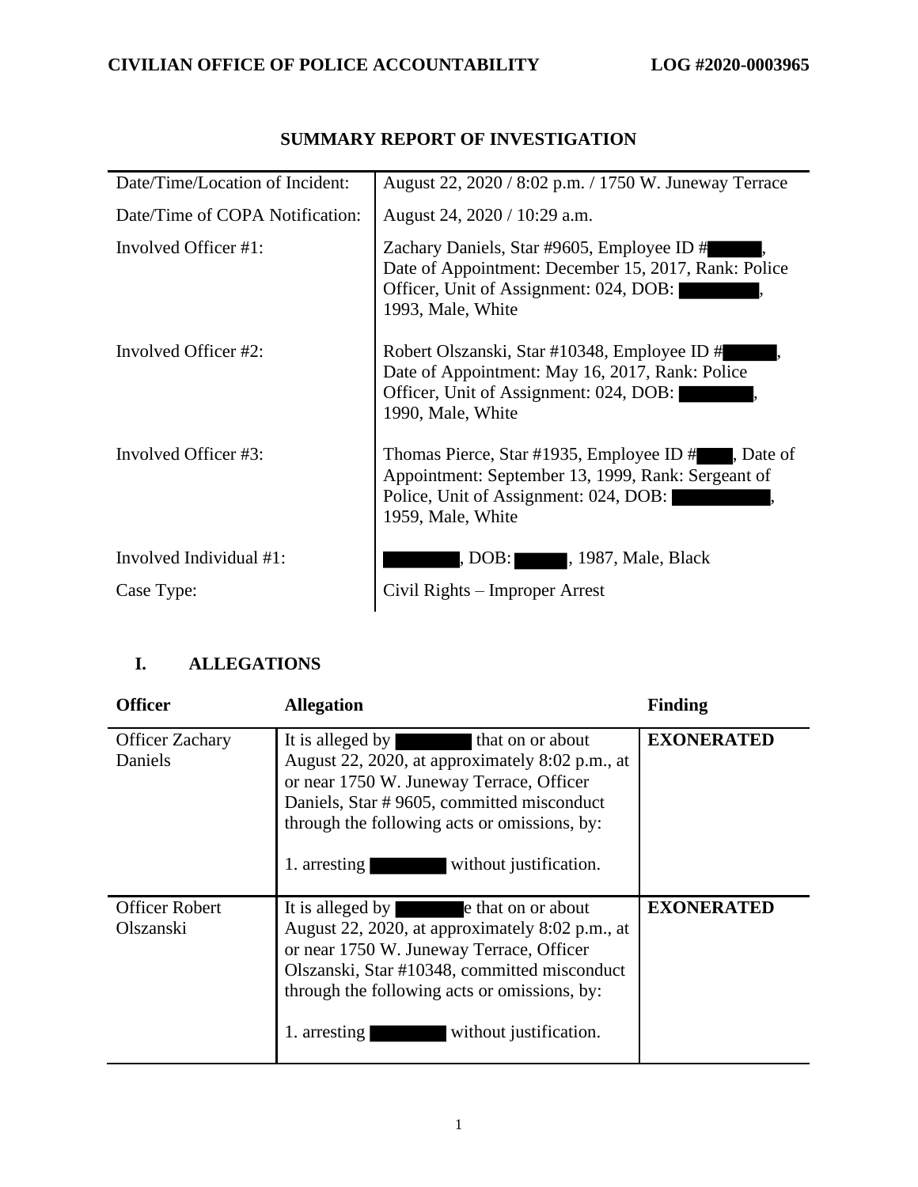**CIVILIAN OFFICE OF POLICE ACCOUNTABILITY** **LOG #2020-0003965**

## SUMMARY REPORT OF INVESTIGATION

| | |
|---|---|
| Date/Time/Location of Incident: | August 22, 2020 / 8:02 p.m. / 1750 W. Juneway Terrace |
| Date/Time of COPA Notification: | August 24, 2020 / 10:29 a.m. |
| Involved Officer #1: | Zachary Daniels, Star #9605, Employee ID # , Date of Appointment: December 15, 2017, Rank: Police Officer, Unit of Assignment: 024, DOB: , 1993, Male, White |
| Involved Officer #2: | Robert Olszanski, Star #10348, Employee ID # , Date of Appointment: May 16, 2017, Rank: Police Officer, Unit of Assignment: 024, DOB: , 1990, Male, White |
| Involved Officer #3: | Thomas Pierce, Star #1935, Employee ID # , Date of Appointment: September 13, 1999, Rank: Sergeant of Police, Unit of Assignment: 024, DOB: , 1959, Male, White |
| Involved Individual #1: | , DOB: , 1987, Male, Black |
| Case Type: | Civil Rights – Improper Arrest |

## I. ALLEGATIONS

| Officer | Allegation | Finding |
|---|---|---|
| Officer Zachary Daniels | It is alleged by that on or about August 22, 2020, at approximately 8:02 p.m., at or near 1750 W. Juneway Terrace, Officer Daniels, Star # 9605, committed misconduct through the following acts or omissions, by:<br><br>1. arresting without justification. | **EXONERATED** |
| Officer Robert Olszanski | It is alleged by e that on or about August 22, 2020, at approximately 8:02 p.m., at or near 1750 W. Juneway Terrace, Officer Olszanski, Star #10348, committed misconduct through the following acts or omissions, by:<br><br>1. arresting without justification. | **EXONERATED** |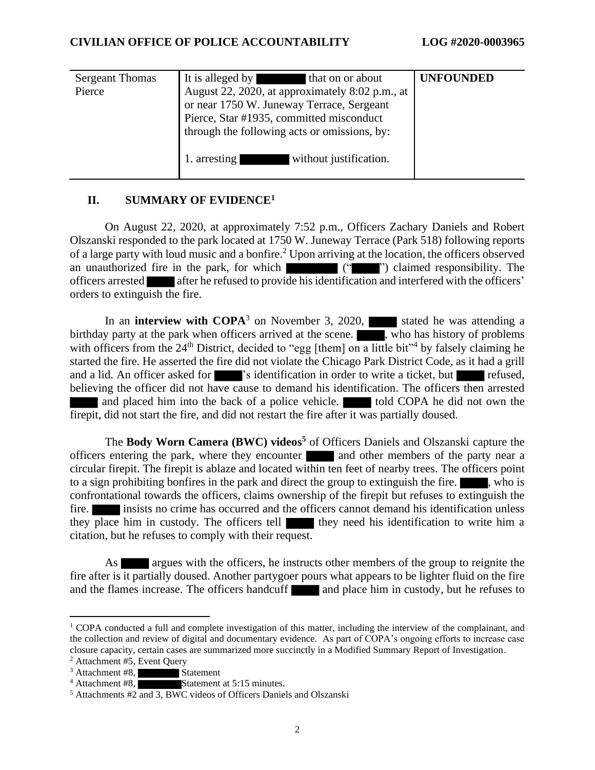| Sergeant Thomas Pierce | It is alleged by ████████ that on or about August 22, 2020, at approximately 8:02 p.m., at or near 1750 W. Juneway Terrace, Sergeant Pierce, Star #1935, committed misconduct through the following acts or omissions, by:<br><br>1. arresting ████████ without justification. | **UNFOUNDED** |
|---|---|---|

## II. SUMMARY OF EVIDENCE[1]

On August 22, 2020, at approximately 7:52 p.m., Officers Zachary Daniels and Robert Olszanski responded to the park located at 1750 W. Juneway Terrace (Park 518) following reports of a large party with loud music and a bonfire.[2] Upon arriving at the location, the officers observed an unauthorized fire in the park, for which ████████ ("█████") claimed responsibility. The officers arrested █████ after he refused to provide his identification and interfered with the officers' orders to extinguish the fire.

In an **interview with COPA**[3] on November 3, 2020, █████ stated he was attending a birthday party at the park when officers arrived at the scene. █████, who has history of problems with officers from the 24th District, decided to "egg [them] on a little bit"[4] by falsely claiming he started the fire. He asserted the fire did not violate the Chicago Park District Code, as it had a grill and a lid. An officer asked for █████'s identification in order to write a ticket, but █████ refused, believing the officer did not have cause to demand his identification. The officers then arrested █████ and placed him into the back of a police vehicle. █████ told COPA he did not own the firepit, did not start the fire, and did not restart the fire after it was partially doused.

The **Body Worn Camera (BWC) videos**[5] of Officers Daniels and Olszanski capture the officers entering the park, where they encounter █████ and other members of the party near a circular firepit. The firepit is ablaze and located within ten feet of nearby trees. The officers point to a sign prohibiting bonfires in the park and direct the group to extinguish the fire. █████, who is confrontational towards the officers, claims ownership of the firepit but refuses to extinguish the fire. █████ insists no crime has occurred and the officers cannot demand his identification unless they place him in custody. The officers tell █████ they need his identification to write him a citation, but he refuses to comply with their request.

As █████ argues with the officers, he instructs other members of the group to reignite the fire after is it partially doused. Another partygoer pours what appears to be lighter fluid on the fire and the flames increase. The officers handcuff █████ and place him in custody, but he refuses to

---

[1] COPA conducted a full and complete investigation of this matter, including the interview of the complainant, and the collection and review of digital and documentary evidence. As part of COPA's ongoing efforts to increase case closure capacity, certain cases are summarized more succinctly in a Modified Summary Report of Investigation.

[2] Attachment #5, Event Query

[3] Attachment #8, ████████ Statement

[4] Attachment #8, ████████ Statement at 5:15 minutes.

[5] Attachments #2 and 3, BWC videos of Officers Daniels and Olszanski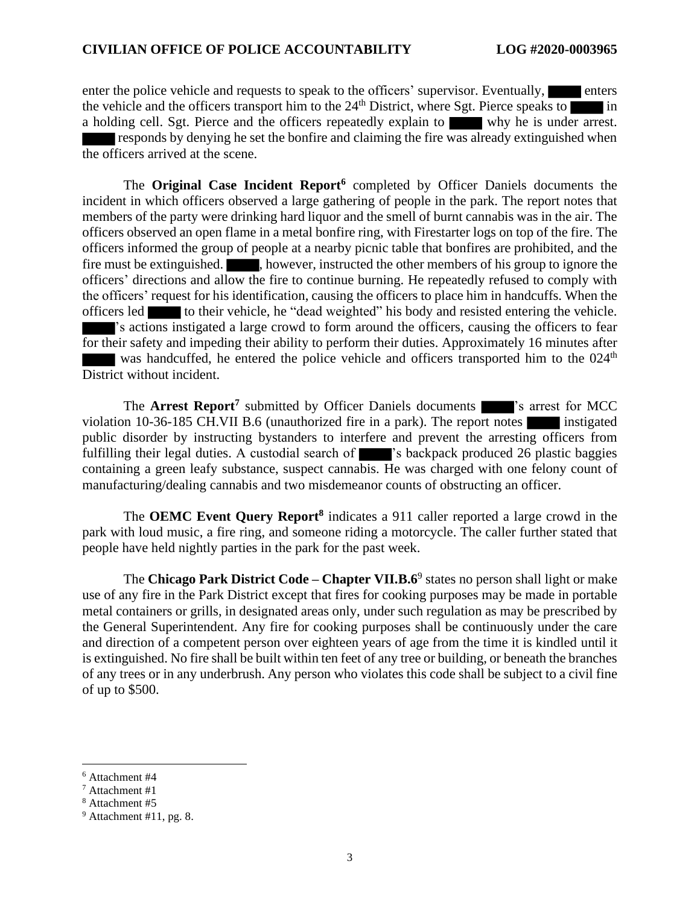enter the police vehicle and requests to speak to the officers' supervisor. Eventually, ████ enters the vehicle and the officers transport him to the 24th District, where Sgt. Pierce speaks to ████ in a holding cell. Sgt. Pierce and the officers repeatedly explain to ████ why he is under arrest. ████ responds by denying he set the bonfire and claiming the fire was already extinguished when the officers arrived at the scene.

The **Original Case Incident Report**[6] completed by Officer Daniels documents the incident in which officers observed a large gathering of people in the park. The report notes that members of the party were drinking hard liquor and the smell of burnt cannabis was in the air. The officers observed an open flame in a metal bonfire ring, with Firestarter logs on top of the fire. The officers informed the group of people at a nearby picnic table that bonfires are prohibited, and the fire must be extinguished. ████, however, instructed the other members of his group to ignore the officers' directions and allow the fire to continue burning. He repeatedly refused to comply with the officers' request for his identification, causing the officers to place him in handcuffs. When the officers led ████ to their vehicle, he "dead weighted" his body and resisted entering the vehicle. ████'s actions instigated a large crowd to form around the officers, causing the officers to fear for their safety and impeding their ability to perform their duties. Approximately 16 minutes after ████ was handcuffed, he entered the police vehicle and officers transported him to the 024th District without incident.

The **Arrest Report**[7] submitted by Officer Daniels documents ████'s arrest for MCC violation 10-36-185 CH.VII B.6 (unauthorized fire in a park). The report notes ████ instigated public disorder by instructing bystanders to interfere and prevent the arresting officers from fulfilling their legal duties. A custodial search of ████'s backpack produced 26 plastic baggies containing a green leafy substance, suspect cannabis. He was charged with one felony count of manufacturing/dealing cannabis and two misdemeanor counts of obstructing an officer.

The **OEMC Event Query Report**[8] indicates a 911 caller reported a large crowd in the park with loud music, a fire ring, and someone riding a motorcycle. The caller further stated that people have held nightly parties in the park for the past week.

The **Chicago Park District Code – Chapter VII.B.6**[9] states no person shall light or make use of any fire in the Park District except that fires for cooking purposes may be made in portable metal containers or grills, in designated areas only, under such regulation as may be prescribed by the General Superintendent. Any fire for cooking purposes shall be continuously under the care and direction of a competent person over eighteen years of age from the time it is kindled until it is extinguished. No fire shall be built within ten feet of any tree or building, or beneath the branches of any trees or in any underbrush. Any person who violates this code shall be subject to a civil fine of up to $500.

---

[6] Attachment #4

[7] Attachment #1

[8] Attachment #5

[9] Attachment #11, pg. 8.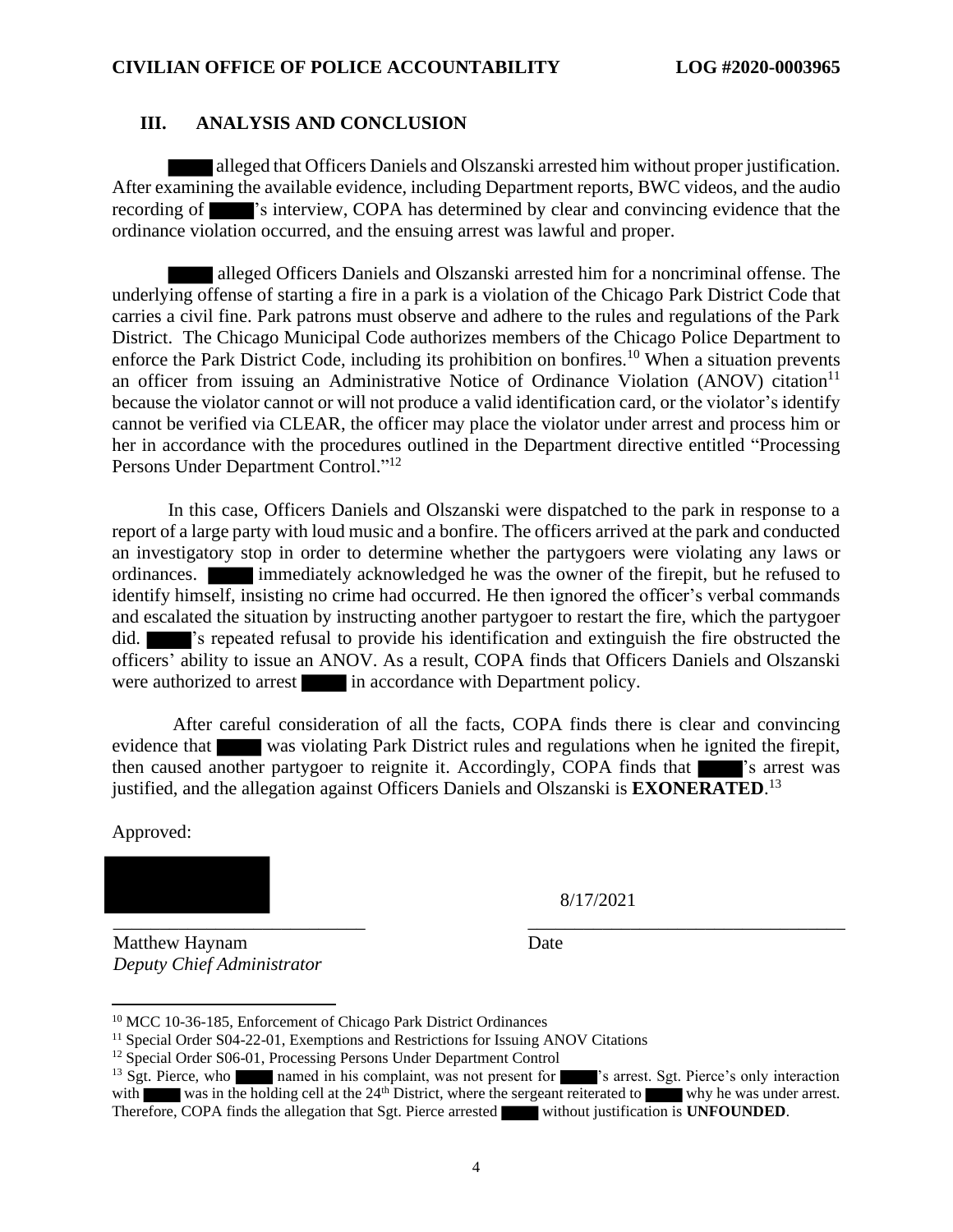## III. ANALYSIS AND CONCLUSION

████ alleged that Officers Daniels and Olszanski arrested him without proper justification. After examining the available evidence, including Department reports, BWC videos, and the audio recording of ████'s interview, COPA has determined by clear and convincing evidence that the ordinance violation occurred, and the ensuing arrest was lawful and proper.

████ alleged Officers Daniels and Olszanski arrested him for a noncriminal offense. The underlying offense of starting a fire in a park is a violation of the Chicago Park District Code that carries a civil fine. Park patrons must observe and adhere to the rules and regulations of the Park District. The Chicago Municipal Code authorizes members of the Chicago Police Department to enforce the Park District Code, including its prohibition on bonfires.[10] When a situation prevents an officer from issuing an Administrative Notice of Ordinance Violation (ANOV) citation[11] because the violator cannot or will not produce a valid identification card, or the violator's identify cannot be verified via CLEAR, the officer may place the violator under arrest and process him or her in accordance with the procedures outlined in the Department directive entitled "Processing Persons Under Department Control."[12]

In this case, Officers Daniels and Olszanski were dispatched to the park in response to a report of a large party with loud music and a bonfire. The officers arrived at the park and conducted an investigatory stop in order to determine whether the partygoers were violating any laws or ordinances. ████ immediately acknowledged he was the owner of the firepit, but he refused to identify himself, insisting no crime had occurred. He then ignored the officer's verbal commands and escalated the situation by instructing another partygoer to restart the fire, which the partygoer did. ████'s repeated refusal to provide his identification and extinguish the fire obstructed the officers' ability to issue an ANOV. As a result, COPA finds that Officers Daniels and Olszanski were authorized to arrest ████ in accordance with Department policy.

After careful consideration of all the facts, COPA finds there is clear and convincing evidence that ████ was violating Park District rules and regulations when he ignited the firepit, then caused another partygoer to reignite it. Accordingly, COPA finds that ████'s arrest was justified, and the allegation against Officers Daniels and Olszanski is **EXONERATED**.[13]

Approved:

████████

Matthew Haynam
*Deputy Chief Administrator*

8/17/2021

Date

---

[10] MCC 10-36-185, Enforcement of Chicago Park District Ordinances

[11] Special Order S04-22-01, Exemptions and Restrictions for Issuing ANOV Citations

[12] Special Order S06-01, Processing Persons Under Department Control

[13] Sgt. Pierce, who ████ named in his complaint, was not present for ████'s arrest. Sgt. Pierce's only interaction with ████ was in the holding cell at the 24th District, where the sergeant reiterated to ████ why he was under arrest. Therefore, COPA finds the allegation that Sgt. Pierce arrested ████ without justification is **UNFOUNDED**.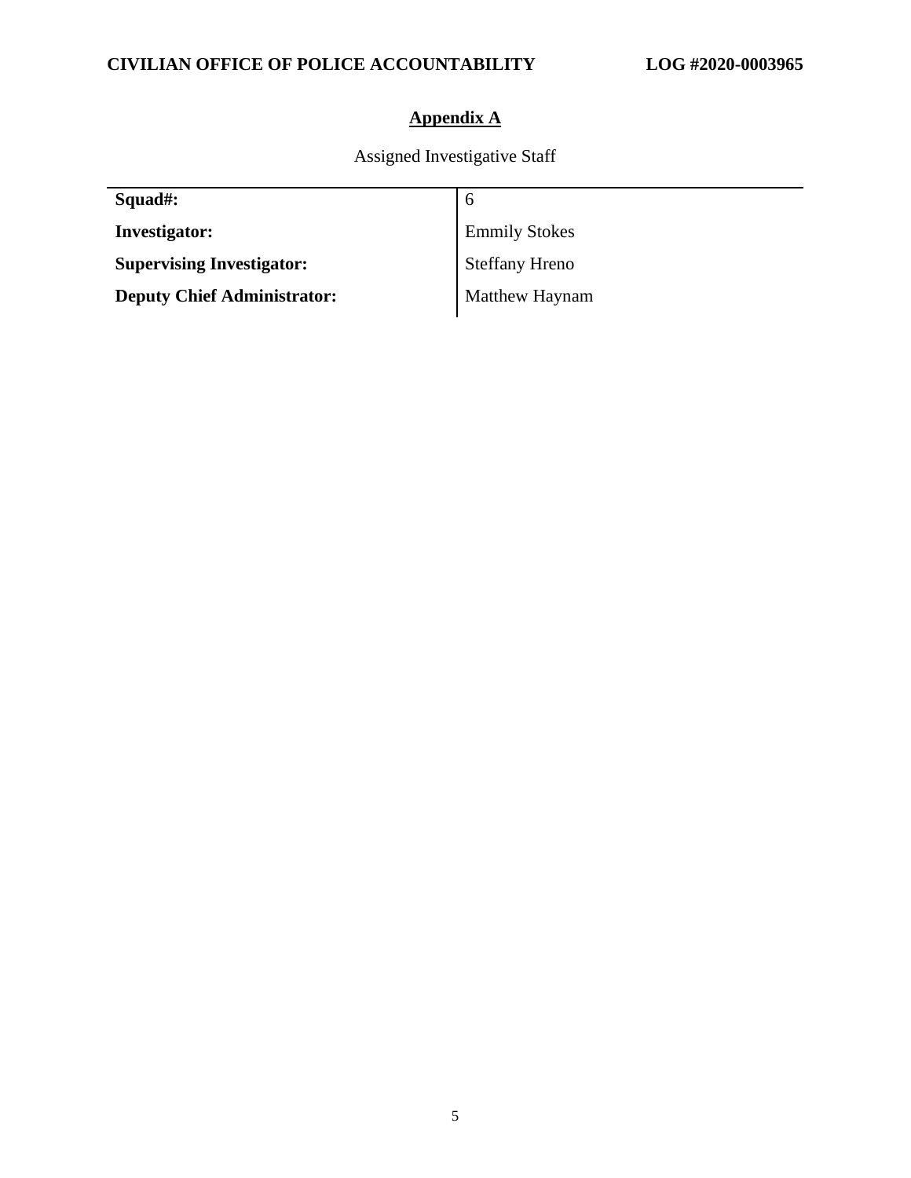## Appendix A

Assigned Investigative Staff

| | |
|---|---|
| **Squad#:** | 6 |
| **Investigator:** | Emmily Stokes |
| **Supervising Investigator:** | Steffany Hreno |
| **Deputy Chief Administrator:** | Matthew Haynam |